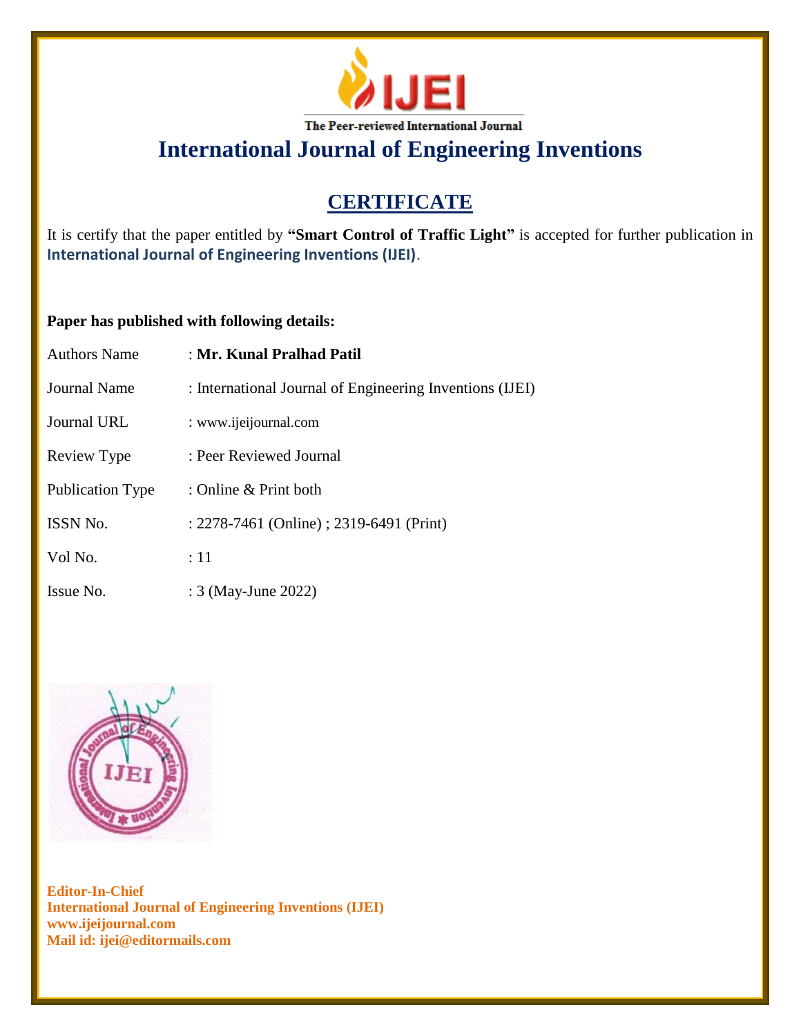# IJEI

The Peer-reviewed International Journal

## International Journal of Engineering Inventions

## CERTIFICATE

It is certify that the paper entitled by **"Smart Control of Traffic Light"** is accepted for further publication in **International Journal of Engineering Inventions (IJEI)**.

**Paper has published with following details:**

| | |
|---|---|
| Authors Name | : **Mr. Kunal Pralhad Patil** |
| Journal Name | : International Journal of Engineering Inventions (IJEI) |
| Journal URL | : www.ijeijournal.com |
| Review Type | : Peer Reviewed Journal |
| Publication Type | : Online & Print both |
| ISSN No. | : 2278-7461 (Online) ; 2319-6491 (Print) |
| Vol No. | : 11 |
| Issue No. | : 3 (May-June 2022) |

**Editor-In-Chief**
**International Journal of Engineering Inventions (IJEI)**
**www.ijeijournal.com**
**Mail id: ijei@editormails.com**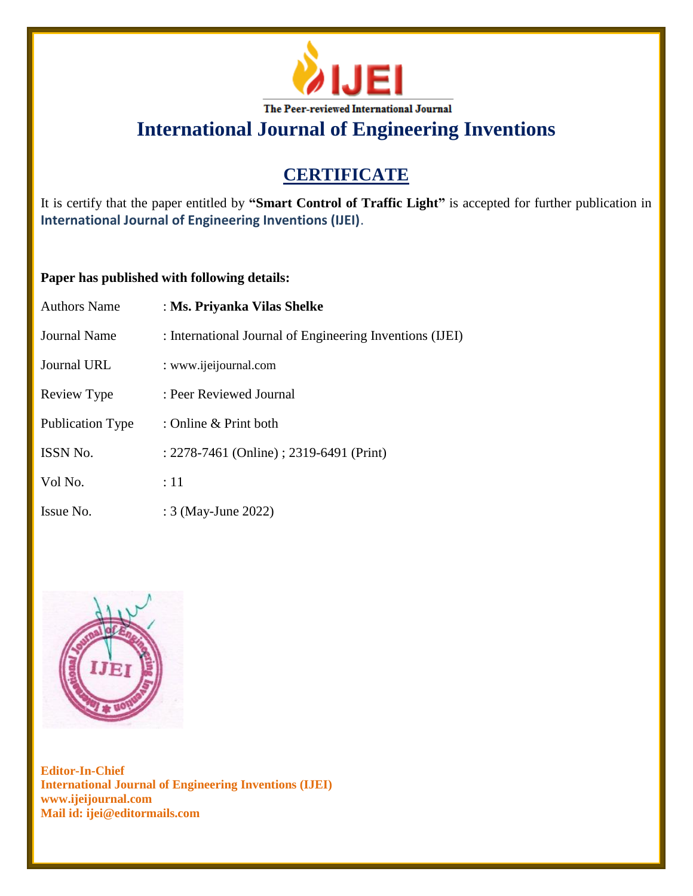The Peer-reviewed International Journal

# International Journal of Engineering Inventions

## CERTIFICATE

It is certify that the paper entitled by **"Smart Control of Traffic Light"** is accepted for further publication in **International Journal of Engineering Inventions (IJEI)**.

**Paper has published with following details:**

| | |
|---|---|
| Authors Name | : **Ms. Priyanka Vilas Shelke** |
| Journal Name | : International Journal of Engineering Inventions (IJEI) |
| Journal URL | : www.ijeijournal.com |
| Review Type | : Peer Reviewed Journal |
| Publication Type | : Online & Print both |
| ISSN No. | : 2278-7461 (Online) ; 2319-6491 (Print) |
| Vol No. | : 11 |
| Issue No. | : 3 (May-June 2022) |

**Editor-In-Chief**
**International Journal of Engineering Inventions (IJEI)**
**www.ijeijournal.com**
**Mail id: ijei@editormails.com**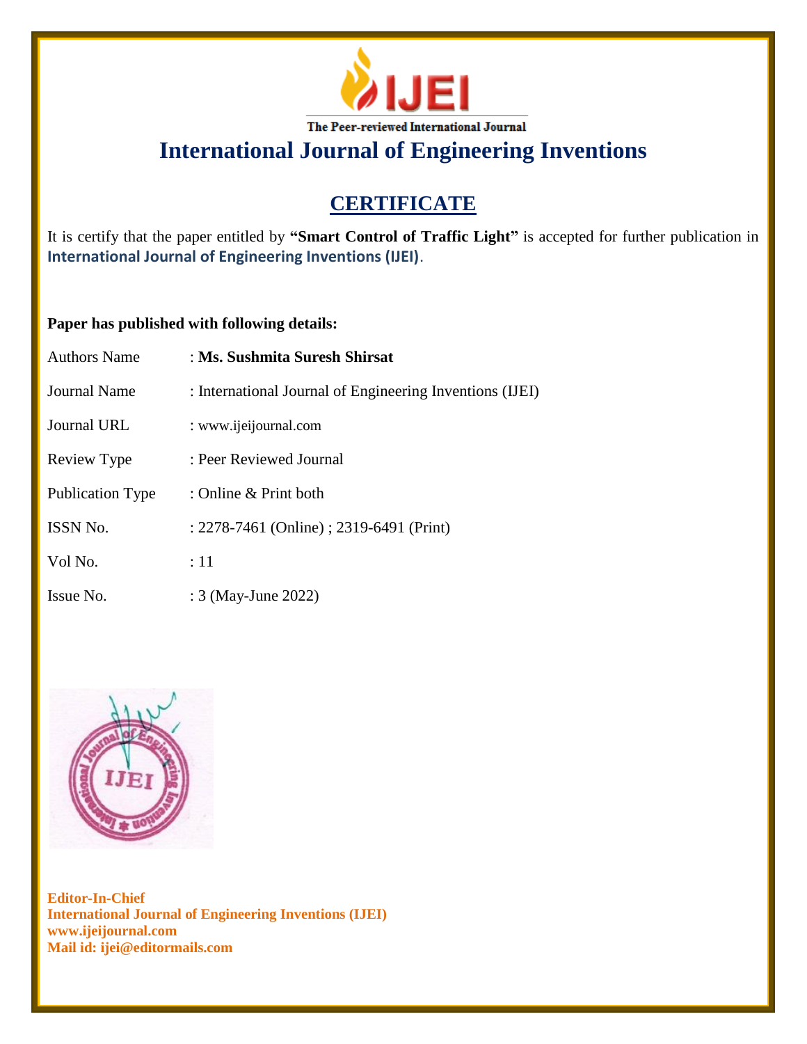**IJEI**

The Peer-reviewed International Journal

# International Journal of Engineering Inventions

## CERTIFICATE

It is certify that the paper entitled by **"Smart Control of Traffic Light"** is accepted for further publication in **International Journal of Engineering Inventions (IJEI)**.

**Paper has published with following details:**

| | |
|---|---|
| Authors Name | : **Ms. Sushmita Suresh Shirsat** |
| Journal Name | : International Journal of Engineering Inventions (IJEI) |
| Journal URL | : www.ijeijournal.com |
| Review Type | : Peer Reviewed Journal |
| Publication Type | : Online & Print both |
| ISSN No. | : 2278-7461 (Online) ; 2319-6491 (Print) |
| Vol No. | : 11 |
| Issue No. | : 3 (May-June 2022) |

**Editor-In-Chief**
**International Journal of Engineering Inventions (IJEI)**
**www.ijeijournal.com**
**Mail id: ijei@editormails.com**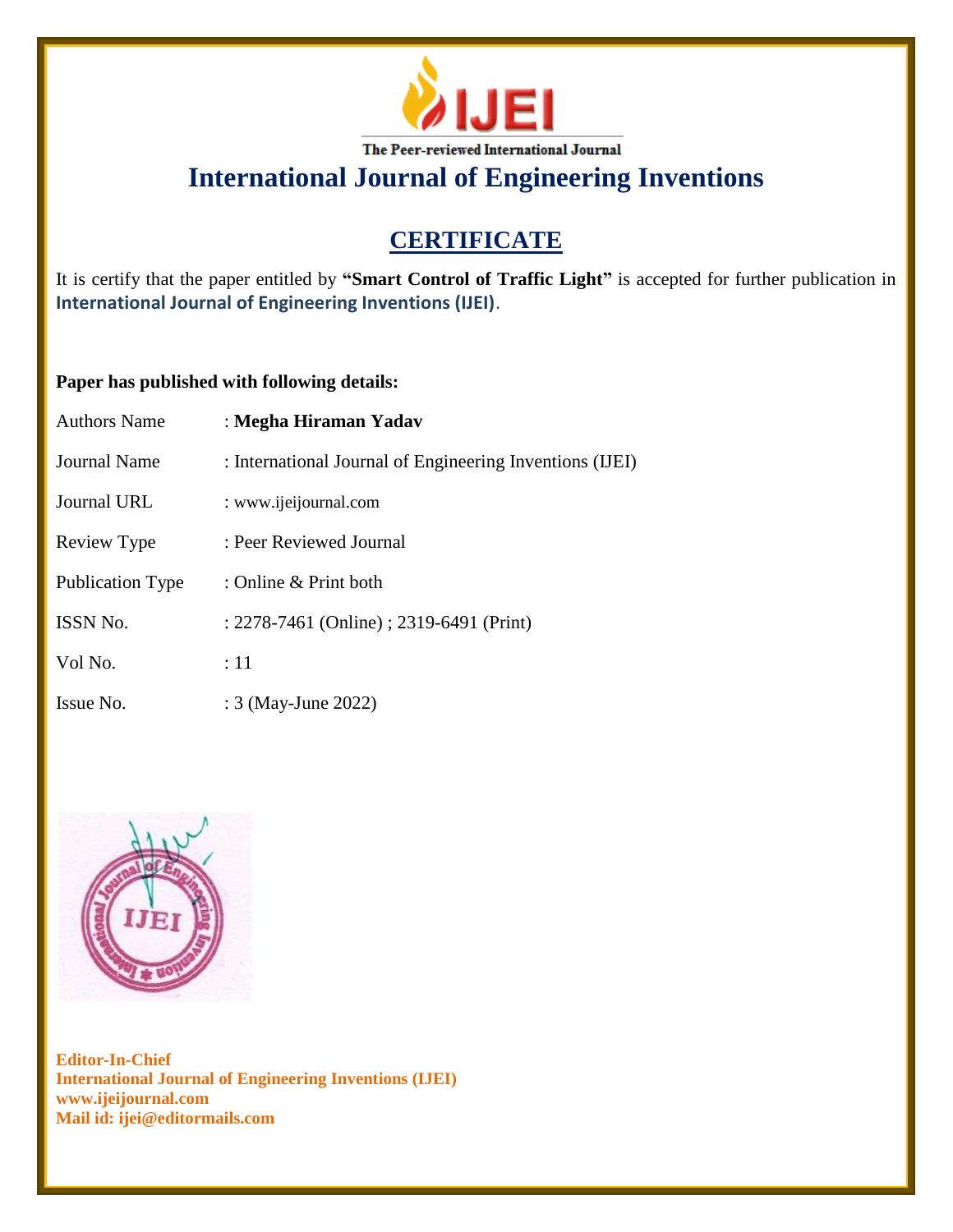**IJEI**

The Peer-reviewed International Journal

# International Journal of Engineering Inventions

## CERTIFICATE

It is certify that the paper entitled by **"Smart Control of Traffic Light"** is accepted for further publication in **International Journal of Engineering Inventions (IJEI)**.

**Paper has published with following details:**

| | |
|---|---|
| Authors Name | : **Megha Hiraman Yadav** |
| Journal Name | : International Journal of Engineering Inventions (IJEI) |
| Journal URL | : www.ijeijournal.com |
| Review Type | : Peer Reviewed Journal |
| Publication Type | : Online & Print both |
| ISSN No. | : 2278-7461 (Online) ; 2319-6491 (Print) |
| Vol No. | : 11 |
| Issue No. | : 3 (May-June 2022) |

**Editor-In-Chief**
**International Journal of Engineering Inventions (IJEI)**
**www.ijeijournal.com**
**Mail id: ijei@editormails.com**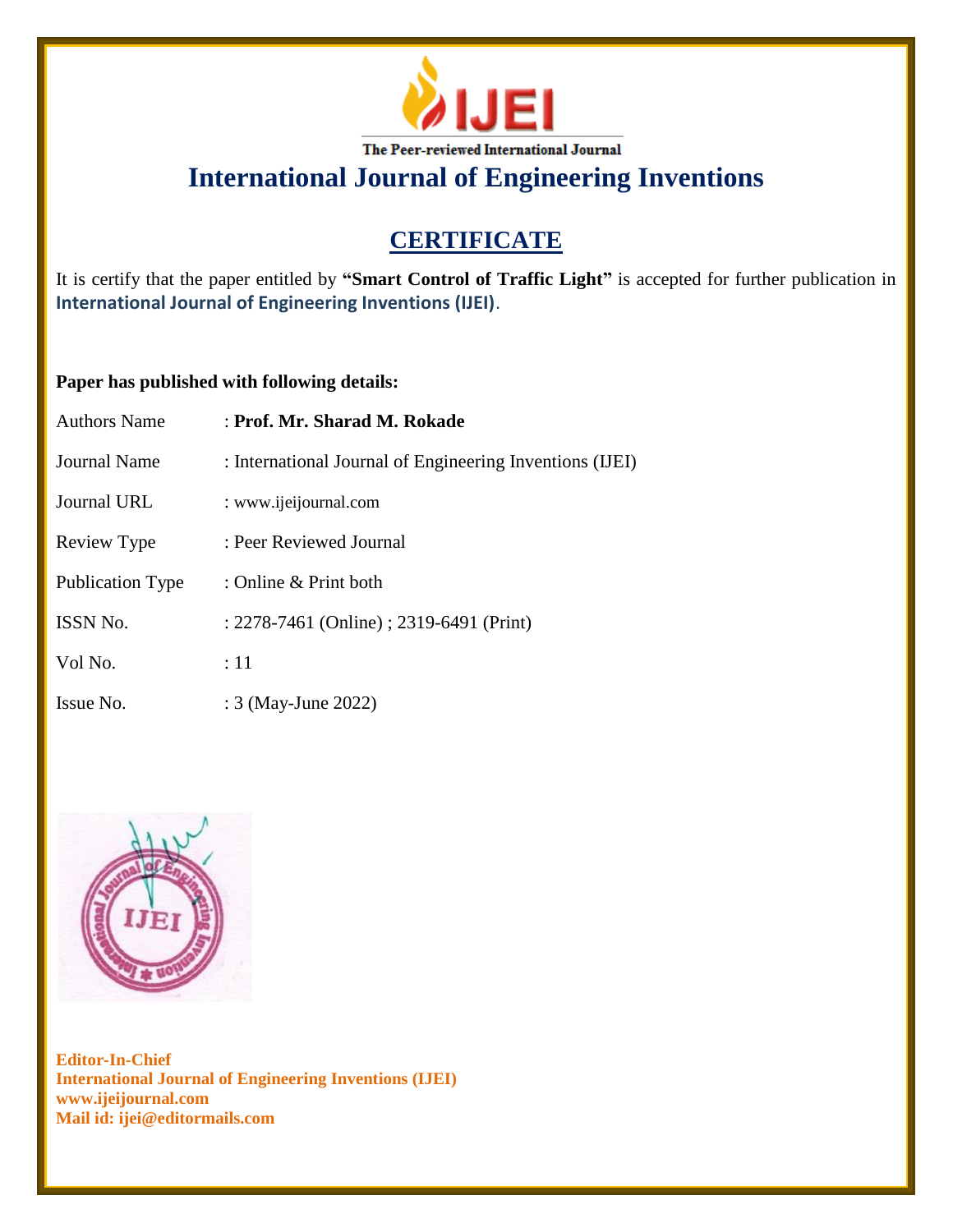IJEI

The Peer-reviewed International Journal

# International Journal of Engineering Inventions

## CERTIFICATE

It is certify that the paper entitled by **"Smart Control of Traffic Light"** is accepted for further publication in **International Journal of Engineering Inventions (IJEI)**.

**Paper has published with following details:**

| | |
|---|---|
| Authors Name | : **Prof. Mr. Sharad M. Rokade** |
| Journal Name | : International Journal of Engineering Inventions (IJEI) |
| Journal URL | : www.ijeijournal.com |
| Review Type | : Peer Reviewed Journal |
| Publication Type | : Online & Print both |
| ISSN No. | : 2278-7461 (Online) ; 2319-6491 (Print) |
| Vol No. | : 11 |
| Issue No. | : 3 (May-June 2022) |

**Editor-In-Chief**
**International Journal of Engineering Inventions (IJEI)**
**www.ijeijournal.com**
**Mail id: ijei@editormails.com**